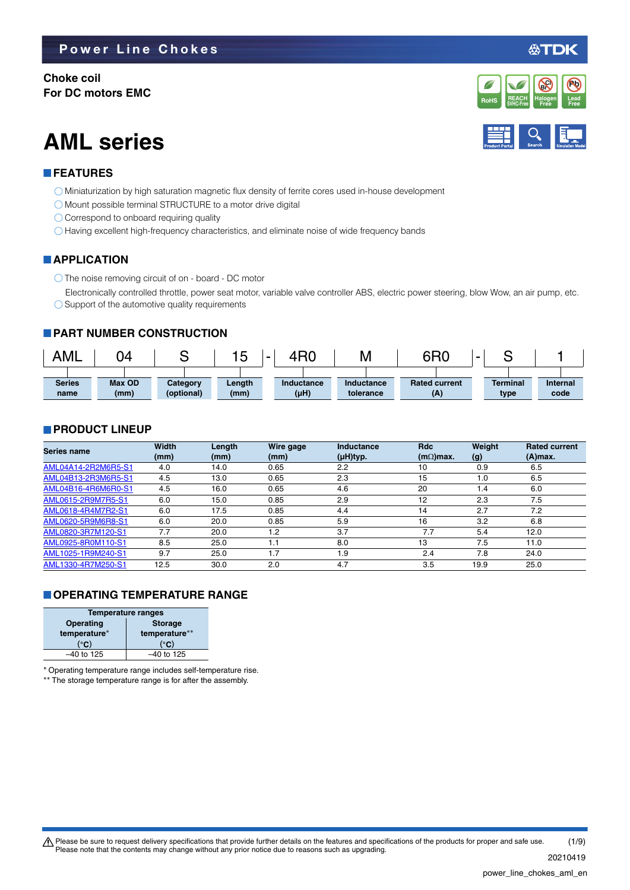Power Line Chokes

Choke coil
For DC motors EMC

# AML series

## FEATURES

- ○ Miniaturization by high saturation magnetic flux density of ferrite cores used in-house development
- ○ Mount possible terminal STRUCTURE to a motor drive digital
- ○ Correspond to onboard requiring quality
- ○ Having excellent high-frequency characteristics, and eliminate noise of wide frequency bands

## APPLICATION

- ○ The noise removing circuit of on - board - DC motor
  Electronically controlled throttle, power seat motor, variable valve controller ABS, electric power steering, blow Wow, an air pump, etc.
- ○ Support of the automotive quality requirements

## PART NUMBER CONSTRUCTION

| AML | 04 | S | 15 | - | 4R0 | M | 6R0 | - | S | 1 |
|---|---|---|---|---|---|---|---|---|---|---|
| Series name | Max OD (mm) | Category (optional) | Length (mm) | | Inductance (µH) | Inductance tolerance | Rated current (A) | | Terminal type | Internal code |

## PRODUCT LINEUP

| Series name | Width (mm) | Length (mm) | Wire gage (mm) | Inductance (µH)typ. | Rdc (mΩ)max. | Weight (g) | Rated current (A)max. |
|---|---|---|---|---|---|---|---|
| AML04A14-2R2M6R5-S1 | 4.0 | 14.0 | 0.65 | 2.2 | 10 | 0.9 | 6.5 |
| AML04B13-2R3M6R5-S1 | 4.5 | 13.0 | 0.65 | 2.3 | 15 | 1.0 | 6.5 |
| AML04B16-4R6M6R0-S1 | 4.5 | 16.0 | 0.65 | 4.6 | 20 | 1.4 | 6.0 |
| AML0615-2R9M7R5-S1 | 6.0 | 15.0 | 0.85 | 2.9 | 12 | 2.3 | 7.5 |
| AML0618-4R4M7R2-S1 | 6.0 | 17.5 | 0.85 | 4.4 | 14 | 2.7 | 7.2 |
| AML0620-5R9M6R8-S1 | 6.0 | 20.0 | 0.85 | 5.9 | 16 | 3.2 | 6.8 |
| AML0820-3R7M120-S1 | 7.7 | 20.0 | 1.2 | 3.7 | 7.7 | 5.4 | 12.0 |
| AML0925-8R0M110-S1 | 8.5 | 25.0 | 1.1 | 8.0 | 13 | 7.5 | 11.0 |
| AML1025-1R9M240-S1 | 9.7 | 25.0 | 1.7 | 1.9 | 2.4 | 7.8 | 24.0 |
| AML1330-4R7M250-S1 | 12.5 | 30.0 | 2.0 | 4.7 | 3.5 | 19.9 | 25.0 |

## OPERATING TEMPERATURE RANGE

| Temperature ranges | |
|---|---|
| Operating temperature* (°C) | Storage temperature** (°C) |
| –40 to 125 | –40 to 125 |

* Operating temperature range includes self-temperature rise.
** The storage temperature range is for after the assembly.

⚠ Please be sure to request delivery specifications that provide further details on the features and specifications of the products for proper and safe use.
Please note that the contents may change without any prior notice due to reasons such as upgrading.

20210419

power_line_chokes_aml_en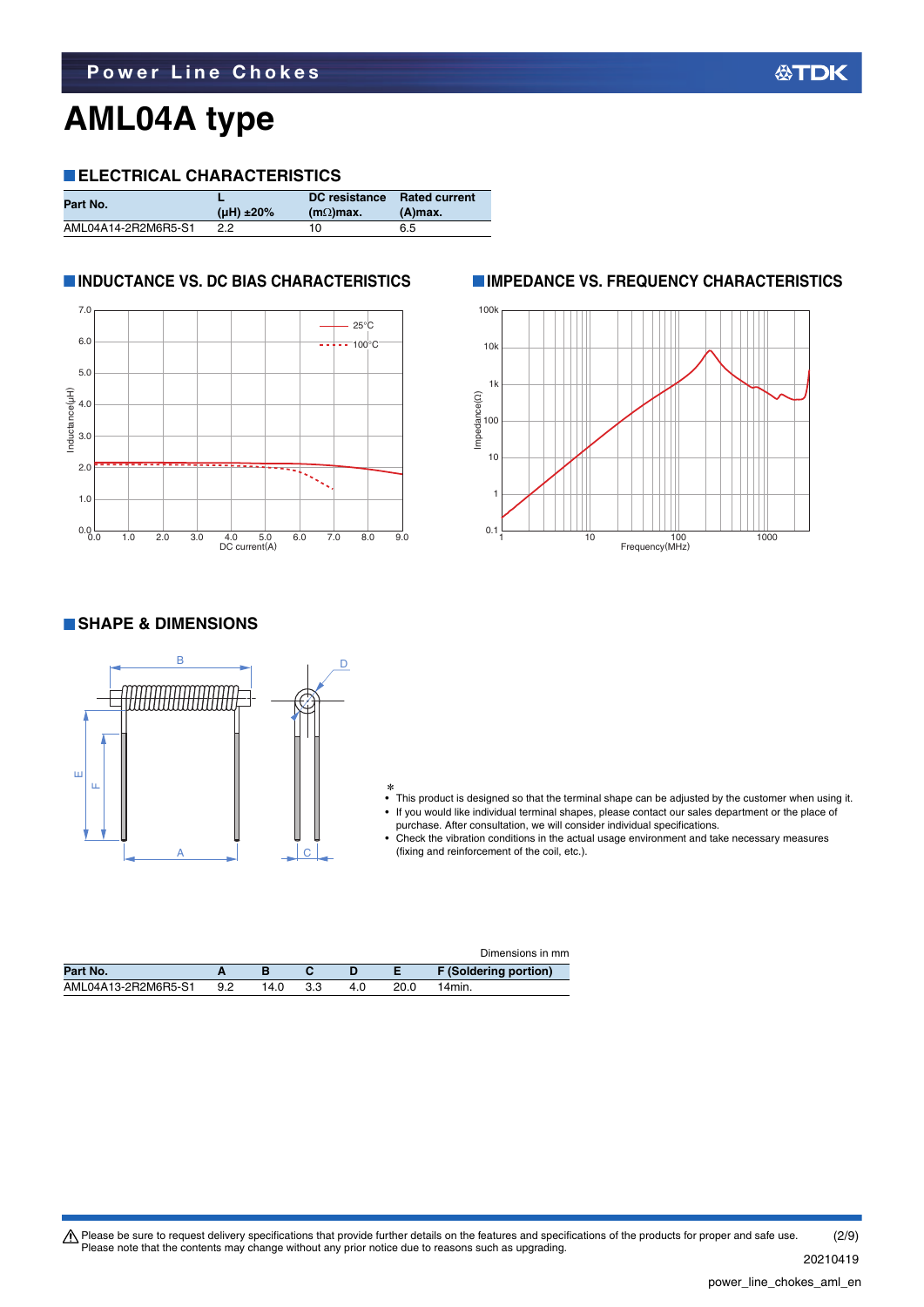# AML04A type

## ELECTRICAL CHARACTERISTICS

| Part No. | L (μH) ±20% | DC resistance (mΩ)max. | Rated current (A)max. |
|---|---|---|---|
| AML04A14-2R2M6R5-S1 | 2.2 | 10 | 6.5 |

## INDUCTANCE VS. DC BIAS CHARACTERISTICS

Inductance(μH)
7.0
6.0
5.0
4.0
3.0
2.0
1.0
0.0
0.0 1.0 2.0 3.0 4.0 5.0 6.0 7.0 8.0 9.0
DC current(A)
25°C
100°C

## IMPEDANCE VS. FREQUENCY CHARACTERISTICS

Impedance(Ω)
100k
10k
1k
100
10
1
0.1
1 10 100 1000
Frequency(MHz)

## SHAPE & DIMENSIONS

B
D
E
F
A
C

*
- This product is designed so that the terminal shape can be adjusted by the customer when using it.
- If you would like individual terminal shapes, please contact our sales department or the place of purchase. After consultation, we will consider individual specifications.
- Check the vibration conditions in the actual usage environment and take necessary measures (fixing and reinforcement of the coil, etc.).

Dimensions in mm

| Part No. | A | B | C | D | E | F (Soldering portion) |
|---|---|---|---|---|---|---|
| AML04A13-2R2M6R5-S1 | 9.2 | 14.0 | 3.3 | 4.0 | 20.0 | 14min. |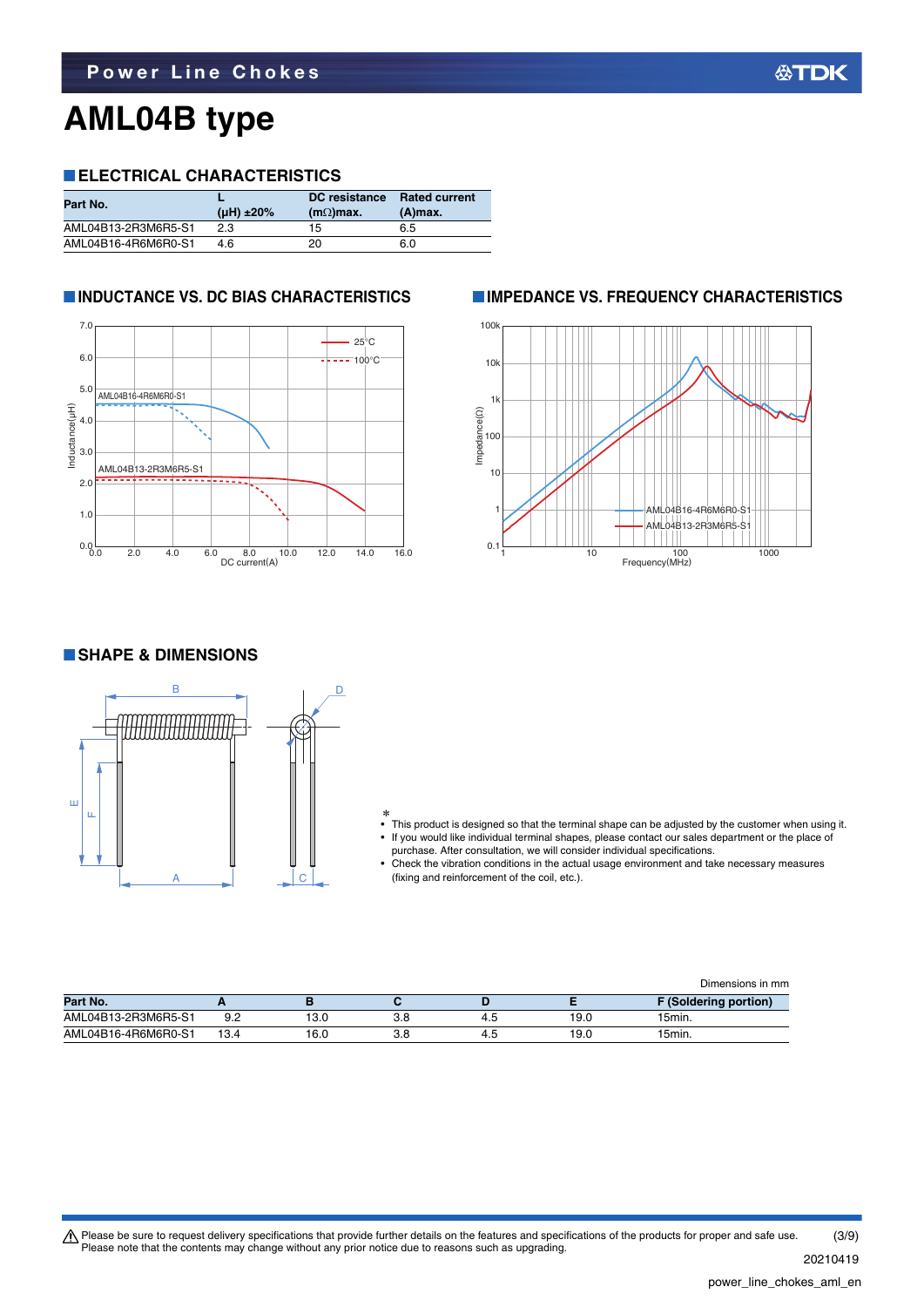# AML04B type

## ELECTRICAL CHARACTERISTICS

| Part No. | L (μH) ±20% | DC resistance (mΩ)max. | Rated current (A)max. |
|---|---|---|---|
| AML04B13-2R3M6R5-S1 | 2.3 | 15 | 6.5 |
| AML04B16-4R6M6R0-S1 | 4.6 | 20 | 6.0 |

## INDUCTANCE VS. DC BIAS CHARACTERISTICS

Inductance(μH)
7.0
6.0
5.0
4.0
3.0
2.0
1.0
0.0
0.0 2.0 4.0 6.0 8.0 10.0 12.0 14.0 16.0
DC current(A)
25°C
100°C
AML04B16-4R6M6R0-S1
AML04B13-2R3M6R5-S1

## IMPEDANCE VS. FREQUENCY CHARACTERISTICS

Impedance(Ω)
100k
10k
1k
100
10
1
0.1
1 10 100 1000
Frequency(MHz)
AML04B16-4R6M6R0-S1
AML04B13-2R3M6R5-S1

## SHAPE & DIMENSIONS

B
D
E
F
A
C

*
- This product is designed so that the terminal shape can be adjusted by the customer when using it.
- If you would like individual terminal shapes, please contact our sales department or the place of purchase. After consultation, we will consider individual specifications.
- Check the vibration conditions in the actual usage environment and take necessary measures (fixing and reinforcement of the coil, etc.).

Dimensions in mm

| Part No. | A | B | C | D | E | F (Soldering portion) |
|---|---|---|---|---|---|---|
| AML04B13-2R3M6R5-S1 | 9.2 | 13.0 | 3.8 | 4.5 | 19.0 | 15min. |
| AML04B16-4R6M6R0-S1 | 13.4 | 16.0 | 3.8 | 4.5 | 19.0 | 15min. |

⚠ Please be sure to request delivery specifications that provide further details on the features and specifications of the products for proper and safe use.
Please note that the contents may change without any prior notice due to reasons such as upgrading.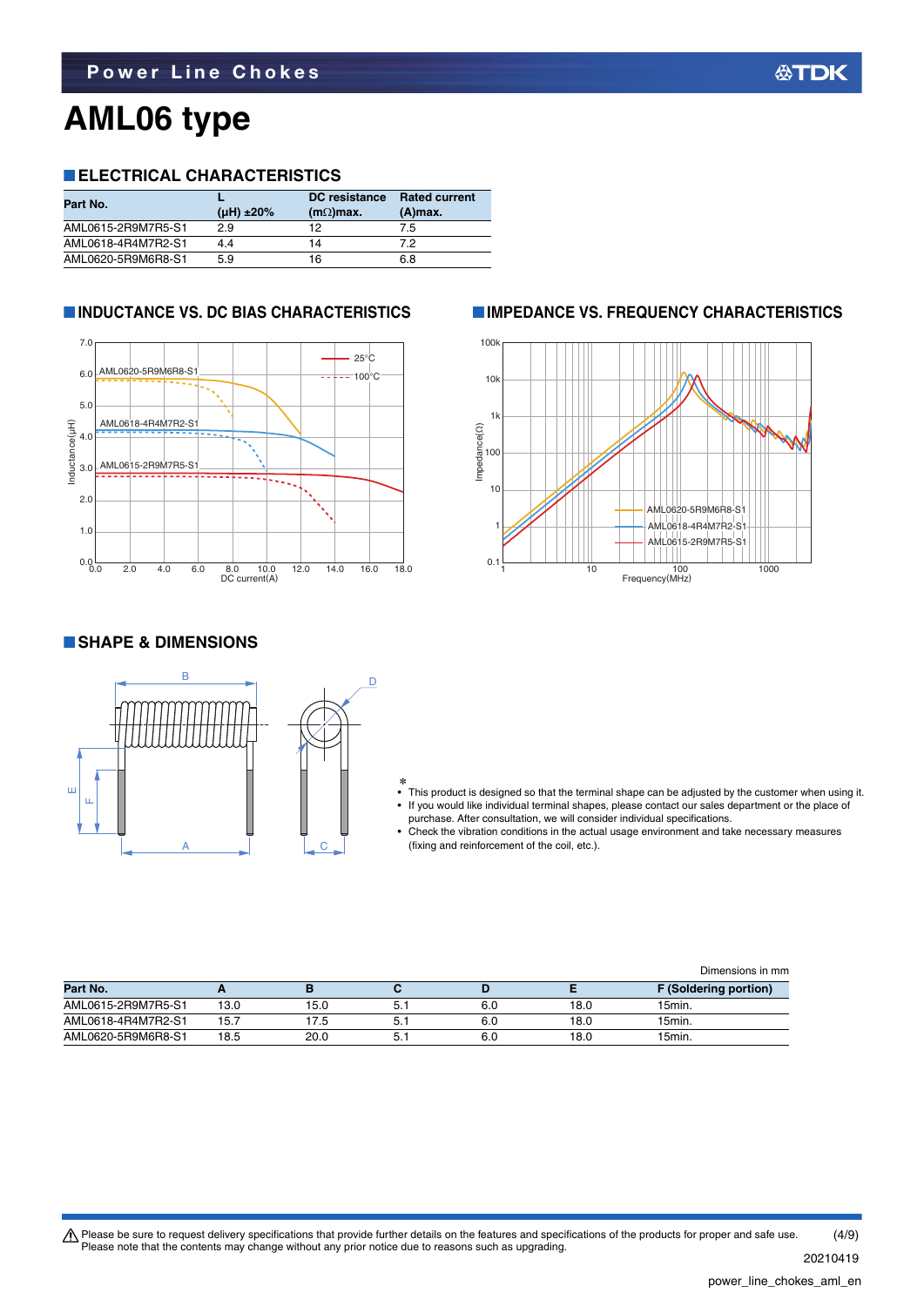# AML06 type

## ELECTRICAL CHARACTERISTICS

| Part No. | L (μH) ±20% | DC resistance (mΩ)max. | Rated current (A)max. |
|---|---|---|---|
| AML0615-2R9M7R5-S1 | 2.9 | 12 | 7.5 |
| AML0618-4R4M7R2-S1 | 4.4 | 14 | 7.2 |
| AML0620-5R9M6R8-S1 | 5.9 | 16 | 6.8 |

## INDUCTANCE VS. DC BIAS CHARACTERISTICS

Inductance(μH)

DC current(A)

0.0 1.0 2.0 3.0 4.0 5.0 6.0 7.0

0.0 2.0 4.0 6.0 8.0 10.0 12.0 14.0 16.0 18.0

25°C

100°C

AML0620-5R9M6R8-S1

AML0618-4R4M7R2-S1

AML0615-2R9M7R5-S1

## IMPEDANCE VS. FREQUENCY CHARACTERISTICS

Impedance(Ω)

Frequency(MHz)

0.1 1 10 100 1k 10k 100k

1 10 100 1000

AML0620-5R9M6R8-S1

AML0618-4R4M7R2-S1

AML0615-2R9M7R5-S1

## SHAPE & DIMENSIONS

B

D

E

F

A

C

*
- This product is designed so that the terminal shape can be adjusted by the customer when using it.
- If you would like individual terminal shapes, please contact our sales department or the place of purchase. After consultation, we will consider individual specifications.
- Check the vibration conditions in the actual usage environment and take necessary measures (fixing and reinforcement of the coil, etc.).

Dimensions in mm

| Part No. | A | B | C | D | E | F (Soldering portion) |
|---|---|---|---|---|---|---|
| AML0615-2R9M7R5-S1 | 13.0 | 15.0 | 5.1 | 6.0 | 18.0 | 15min. |
| AML0618-4R4M7R2-S1 | 15.7 | 17.5 | 5.1 | 6.0 | 18.0 | 15min. |
| AML0620-5R9M6R8-S1 | 18.5 | 20.0 | 5.1 | 6.0 | 18.0 | 15min. |

⚠ Please be sure to request delivery specifications that provide further details on the features and specifications of the products for proper and safe use.
Please note that the contents may change without any prior notice due to reasons such as upgrading.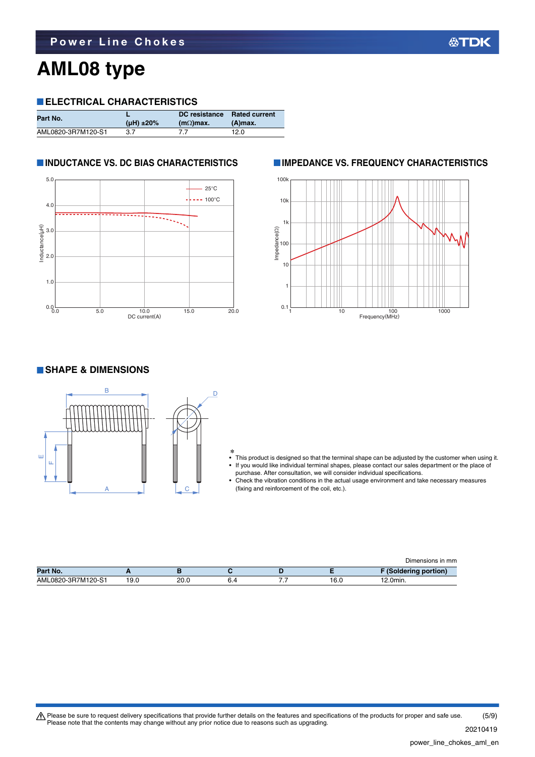# AML08 type

## ELECTRICAL CHARACTERISTICS

| Part No. | L (μH) ±20% | DC resistance (mΩ)max. | Rated current (A)max. |
|---|---|---|---|
| AML0820-3R7M120-S1 | 3.7 | 7.7 | 12.0 |

## INDUCTANCE VS. DC BIAS CHARACTERISTICS

Inductance(μH)
5.0
4.0
3.0
2.0
1.0
0.0
0.0
5.0
10.0
15.0
20.0
DC current(A)
25°C
100°C

## IMPEDANCE VS. FREQUENCY CHARACTERISTICS

Impedance(Ω)
100k
10k
1k
100
10
1
0.1
1
10
100
1000
Frequency(MHz)

## SHAPE & DIMENSIONS

B
D
E
F
A
C

*
- This product is designed so that the terminal shape can be adjusted by the customer when using it.
- If you would like individual terminal shapes, please contact our sales department or the place of purchase. After consultation, we will consider individual specifications.
- Check the vibration conditions in the actual usage environment and take necessary measures (fixing and reinforcement of the coil, etc.).

Dimensions in mm

| Part No. | A | B | C | D | E | F (Soldering portion) |
|---|---|---|---|---|---|---|
| AML0820-3R7M120-S1 | 19.0 | 20.0 | 6.4 | 7.7 | 16.0 | 12.0min. |

⚠ Please be sure to request delivery specifications that provide further details on the features and specifications of the products for proper and safe use.
Please note that the contents may change without any prior notice due to reasons such as upgrading.

20210419

power_line_chokes_aml_en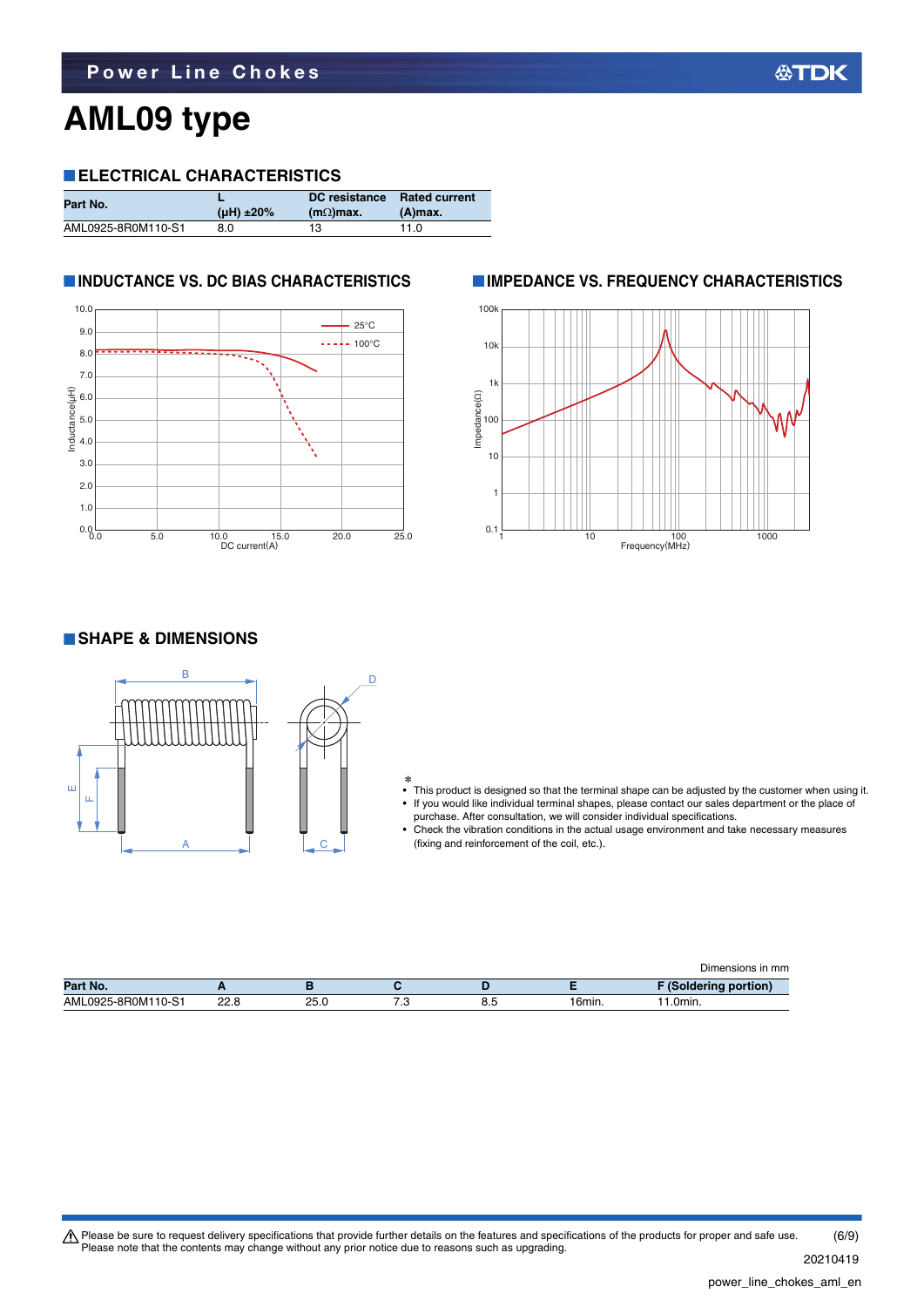# AML09 type

## ELECTRICAL CHARACTERISTICS

| Part No. | L (μH) ±20% | DC resistance (mΩ)max. | Rated current (A)max. |
|---|---|---|---|
| AML0925-8R0M110-S1 | 8.0 | 13 | 11.0 |

## INDUCTANCE VS. DC BIAS CHARACTERISTICS

25°C
100°C
Inductance(μH)
10.0
9.0
8.0
7.0
6.0
5.0
4.0
3.0
2.0
1.0
0.0
0.0
5.0
10.0
15.0
20.0
25.0
DC current(A)

## IMPEDANCE VS. FREQUENCY CHARACTERISTICS

Impedance(Ω)
100k
10k
1k
100
10
1
0.1
1
10
100
1000
Frequency(MHz)

## SHAPE & DIMENSIONS

B
D
E
F
A
C

*
- This product is designed so that the terminal shape can be adjusted by the customer when using it.
- If you would like individual terminal shapes, please contact our sales department or the place of purchase. After consultation, we will consider individual specifications.
- Check the vibration conditions in the actual usage environment and take necessary measures (fixing and reinforcement of the coil, etc.).

Dimensions in mm

| Part No. | A | B | C | D | E | F (Soldering portion) |
|---|---|---|---|---|---|---|
| AML0925-8R0M110-S1 | 22.8 | 25.0 | 7.3 | 8.5 | 16min. | 11.0min. |

⚠ Please be sure to request delivery specifications that provide further details on the features and specifications of the products for proper and safe use.
Please note that the contents may change without any prior notice due to reasons such as upgrading.

20210419

power_line_chokes_aml_en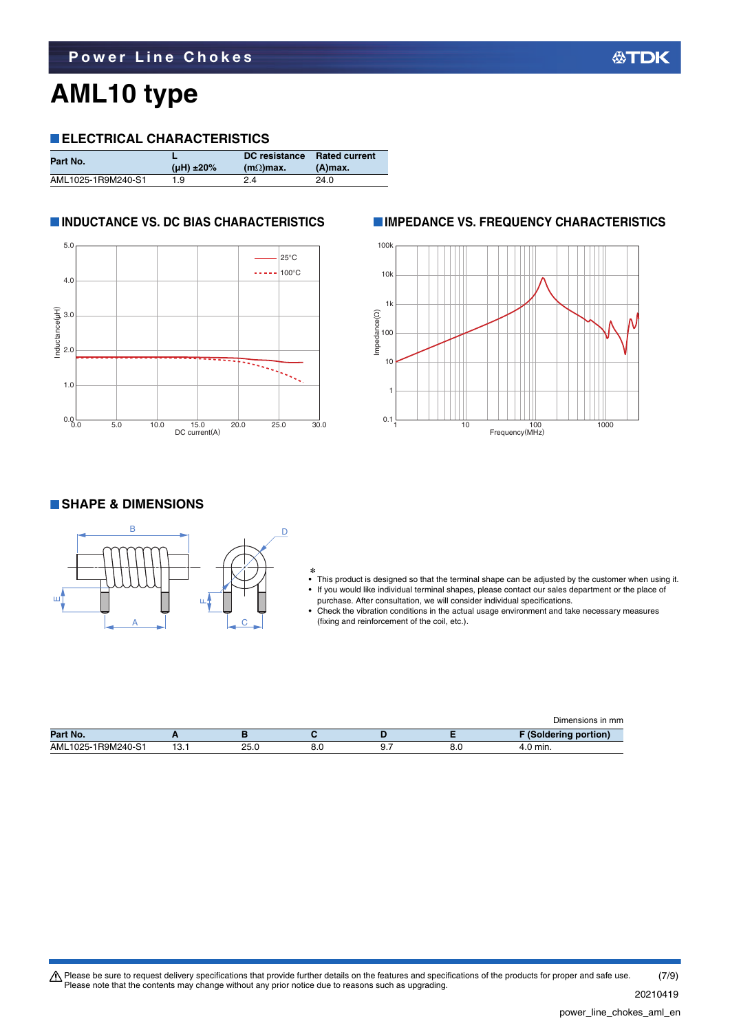# AML10 type

## ELECTRICAL CHARACTERISTICS

| Part No. | L (μH) ±20% | DC resistance (mΩ)max. | Rated current (A)max. |
|---|---|---|---|
| AML1025-1R9M240-S1 | 1.9 | 2.4 | 24.0 |

## INDUCTANCE VS. DC BIAS CHARACTERISTICS

25°C
100°C
Inductance(μH)
5.0
4.0
3.0
2.0
1.0
0.0
0.0 5.0 10.0 15.0 20.0 25.0 30.0
DC current(A)

## IMPEDANCE VS. FREQUENCY CHARACTERISTICS

Impedance(Ω)
100k
10k
1k
100
10
1
0.1
1 10 100 1000
Frequency(MHz)

## SHAPE & DIMENSIONS

B D E A F C

*
- This product is designed so that the terminal shape can be adjusted by the customer when using it.
- If you would like individual terminal shapes, please contact our sales department or the place of purchase. After consultation, we will consider individual specifications.
- Check the vibration conditions in the actual usage environment and take necessary measures (fixing and reinforcement of the coil, etc.).

Dimensions in mm

| Part No. | A | B | C | D | E | F (Soldering portion) |
|---|---|---|---|---|---|---|
| AML1025-1R9M240-S1 | 13.1 | 25.0 | 8.0 | 9.7 | 8.0 | 4.0 min. |

⚠ Please be sure to request delivery specifications that provide further details on the features and specifications of the products for proper and safe use.
Please note that the contents may change without any prior notice due to reasons such as upgrading.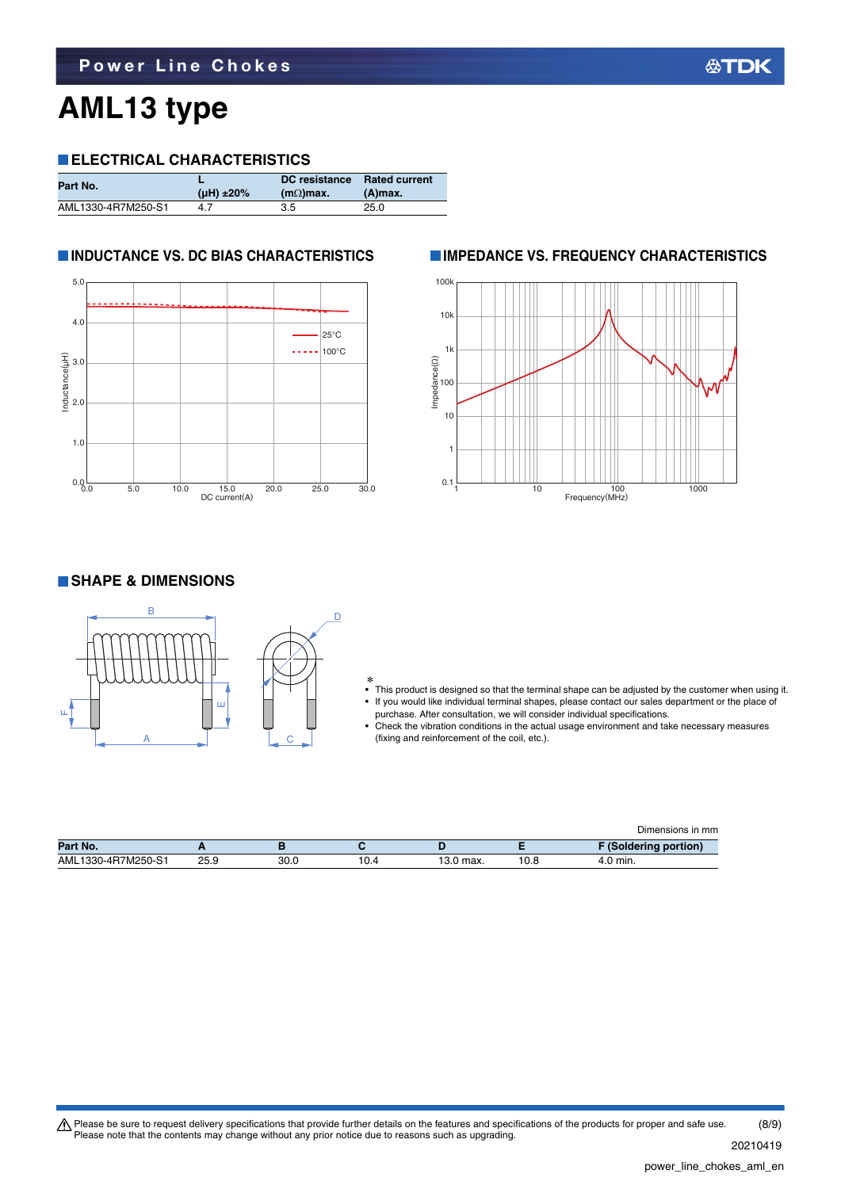# AML13 type

## ELECTRICAL CHARACTERISTICS

| Part No. | L (μH) ±20% | DC resistance (mΩ)max. | Rated current (A)max. |
|---|---|---|---|
| AML1330-4R7M250-S1 | 4.7 | 3.5 | 25.0 |

## INDUCTANCE VS. DC BIAS CHARACTERISTICS

5.0
4.0
3.0
2.0
1.0
0.0
Inductance(μH)
0.0 5.0 10.0 15.0 20.0 25.0 30.0
DC current(A)
25°C
100°C

## IMPEDANCE VS. FREQUENCY CHARACTERISTICS

100k
10k
1k
100
10
1
0.1
Impedance(Ω)
1 10 100 1000
Frequency(MHz)

## SHAPE & DIMENSIONS

B
D
F
E
A
C

*
- This product is designed so that the terminal shape can be adjusted by the customer when using it.
- If you would like individual terminal shapes, please contact our sales department or the place of purchase. After consultation, we will consider individual specifications.
- Check the vibration conditions in the actual usage environment and take necessary measures (fixing and reinforcement of the coil, etc.).

Dimensions in mm

| Part No. | A | B | C | D | E | F (Soldering portion) |
|---|---|---|---|---|---|---|
| AML1330-4R7M250-S1 | 25.9 | 30.0 | 10.4 | 13.0 max. | 10.8 | 4.0 min. |

⚠ Please be sure to request delivery specifications that provide further details on the features and specifications of the products for proper and safe use.
Please note that the contents may change without any prior notice due to reasons such as upgrading.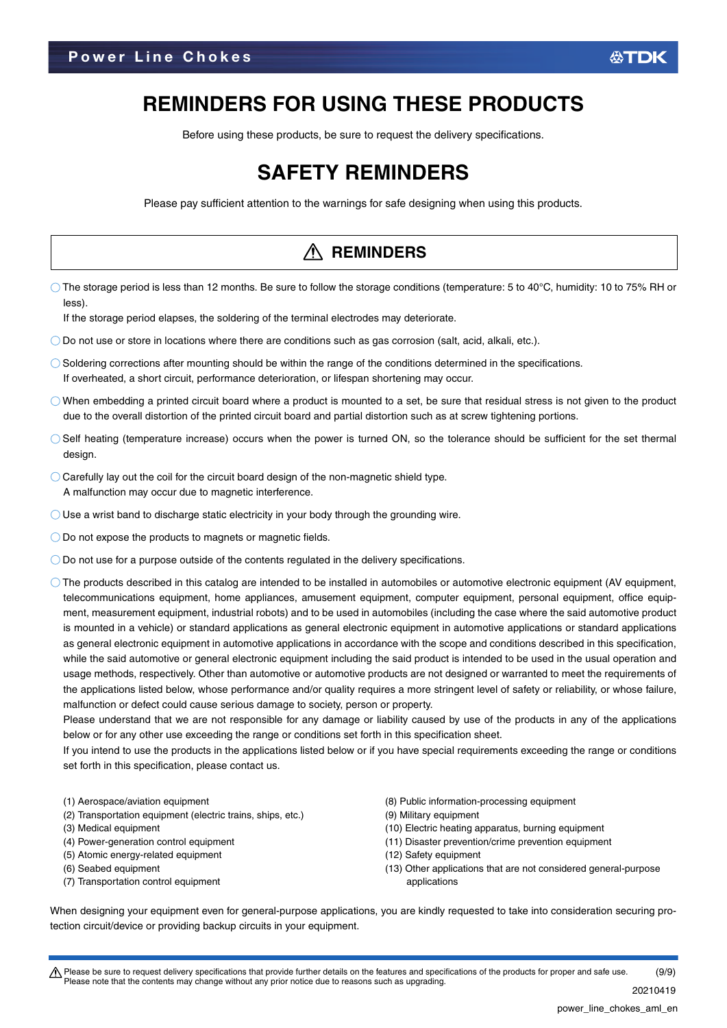# REMINDERS FOR USING THESE PRODUCTS

Before using these products, be sure to request the delivery specifications.

# SAFETY REMINDERS

Please pay sufficient attention to the warnings for safe designing when using this products.

## ⚠ REMINDERS

- The storage period is less than 12 months. Be sure to follow the storage conditions (temperature: 5 to 40°C, humidity: 10 to 75% RH or less).
  If the storage period elapses, the soldering of the terminal electrodes may deteriorate.
- Do not use or store in locations where there are conditions such as gas corrosion (salt, acid, alkali, etc.).
- Soldering corrections after mounting should be within the range of the conditions determined in the specifications.
  If overheated, a short circuit, performance deterioration, or lifespan shortening may occur.
- When embedding a printed circuit board where a product is mounted to a set, be sure that residual stress is not given to the product due to the overall distortion of the printed circuit board and partial distortion such as at screw tightening portions.
- Self heating (temperature increase) occurs when the power is turned ON, so the tolerance should be sufficient for the set thermal design.
- Carefully lay out the coil for the circuit board design of the non-magnetic shield type.
  A malfunction may occur due to magnetic interference.
- Use a wrist band to discharge static electricity in your body through the grounding wire.
- Do not expose the products to magnets or magnetic fields.
- Do not use for a purpose outside of the contents regulated in the delivery specifications.
- The products described in this catalog are intended to be installed in automobiles or automotive electronic equipment (AV equipment, telecommunications equipment, home appliances, amusement equipment, computer equipment, personal equipment, office equipment, measurement equipment, industrial robots) and to be used in automobiles (including the case where the said automotive product is mounted in a vehicle) or standard applications as general electronic equipment in automotive applications or standard applications as general electronic equipment in automotive applications in accordance with the scope and conditions described in this specification, while the said automotive or general electronic equipment including the said product is intended to be used in the usual operation and usage methods, respectively. Other than automotive or automotive products are not designed or warranted to meet the requirements of the applications listed below, whose performance and/or quality requires a more stringent level of safety or reliability, or whose failure, malfunction or defect could cause serious damage to society, person or property.
  Please understand that we are not responsible for any damage or liability caused by use of the products in any of the applications below or for any other use exceeding the range or conditions set forth in this specification sheet.
  If you intend to use the products in the applications listed below or if you have special requirements exceeding the range or conditions set forth in this specification, please contact us.

(1) Aerospace/aviation equipment
(2) Transportation equipment (electric trains, ships, etc.)
(3) Medical equipment
(4) Power-generation control equipment
(5) Atomic energy-related equipment
(6) Seabed equipment
(7) Transportation control equipment
(8) Public information-processing equipment
(9) Military equipment
(10) Electric heating apparatus, burning equipment
(11) Disaster prevention/crime prevention equipment
(12) Safety equipment
(13) Other applications that are not considered general-purpose applications

When designing your equipment even for general-purpose applications, you are kindly requested to take into consideration securing protection circuit/device or providing backup circuits in your equipment.

⚠ Please be sure to request delivery specifications that provide further details on the features and specifications of the products for proper and safe use.
Please note that the contents may change without any prior notice due to reasons such as upgrading.

20210419

power_line_chokes_aml_en